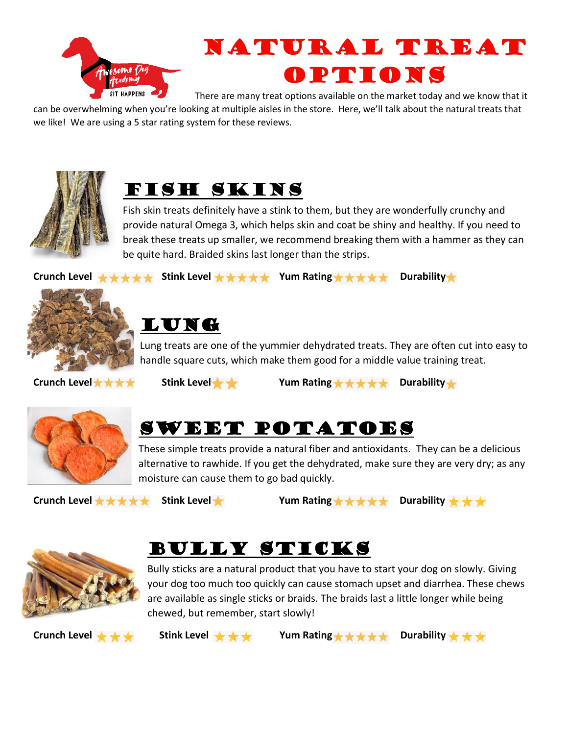# Natural Treat Options

There are many treat options available on the market today and we know that it can be overwhelming when you're looking at multiple aisles in the store. Here, we'll talk about the natural treats that we like! We are using a 5 star rating system for these reviews.

## Fish Skins

Fish skin treats definitely have a stink to them, but they are wonderfully crunchy and provide natural Omega 3, which helps skin and coat be shiny and healthy. If you need to break these treats up smaller, we recommend breaking them with a hammer as they can be quite hard. Braided skins last longer than the strips.

**Crunch Level** ★★★★★ **Stink Level** ★★★★★ **Yum Rating** ★★★★★ **Durability** ★

## Lung

Lung treats are one of the yummier dehydrated treats. They are often cut into easy to handle square cuts, which make them good for a middle value training treat.

**Crunch Level** ★★★★ **Stink Level** ★★ **Yum Rating** ★★★★★ **Durability** ★

## Sweet Potatoes

These simple treats provide a natural fiber and antioxidants. They can be a delicious alternative to rawhide. If you get the dehydrated, make sure they are very dry; as any moisture can cause them to go bad quickly.

**Crunch Level** ★★★★★ **Stink Level** ★ **Yum Rating** ★★★★★ **Durability** ★★★

## Bully Sticks

Bully sticks are a natural product that you have to start your dog on slowly. Giving your dog too much too quickly can cause stomach upset and diarrhea. These chews are available as single sticks or braids. The braids last a little longer while being chewed, but remember, start slowly!

**Crunch Level** ★★★ **Stink Level** ★★★ **Yum Rating** ★★★★★ **Durability** ★★★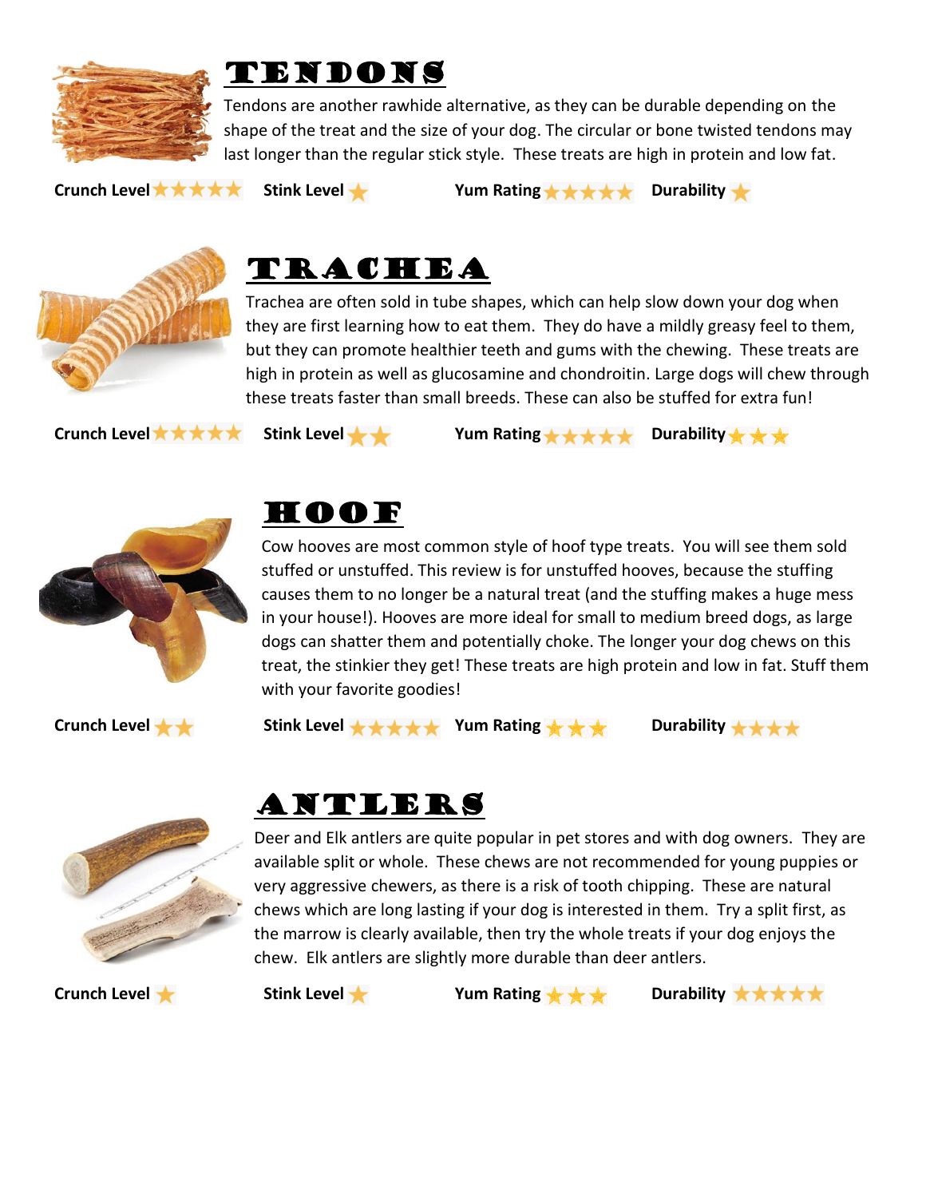## TENDONS

Tendons are another rawhide alternative, as they can be durable depending on the shape of the treat and the size of your dog. The circular or bone twisted tendons may last longer than the regular stick style. These treats are high in protein and low fat.

**Crunch Level** ★★★★★ **Stink Level** ★ **Yum Rating** ★★★★★ **Durability** ★

## TRACHEA

Trachea are often sold in tube shapes, which can help slow down your dog when they are first learning how to eat them. They do have a mildly greasy feel to them, but they can promote healthier teeth and gums with the chewing. These treats are high in protein as well as glucosamine and chondroitin. Large dogs will chew through these treats faster than small breeds. These can also be stuffed for extra fun!

**Crunch Level** ★★★★★ **Stink Level** ★★ **Yum Rating** ★★★★★ **Durability** ★★★

## HOOF

Cow hooves are most common style of hoof type treats. You will see them sold stuffed or unstuffed. This review is for unstuffed hooves, because the stuffing causes them to no longer be a natural treat (and the stuffing makes a huge mess in your house!). Hooves are more ideal for small to medium breed dogs, as large dogs can shatter them and potentially choke. The longer your dog chews on this treat, the stinkier they get! These treats are high protein and low in fat. Stuff them with your favorite goodies!

**Crunch Level** ★★ **Stink Level** ★★★★★ **Yum Rating** ★★★ **Durability** ★★★★

## ANTLERS

Deer and Elk antlers are quite popular in pet stores and with dog owners. They are available split or whole. These chews are not recommended for young puppies or very aggressive chewers, as there is a risk of tooth chipping. These are natural chews which are long lasting if your dog is interested in them. Try a split first, as the marrow is clearly available, then try the whole treats if your dog enjoys the chew. Elk antlers are slightly more durable than deer antlers.

**Crunch Level** ★ **Stink Level** ★ **Yum Rating** ★★★ **Durability** ★★★★★